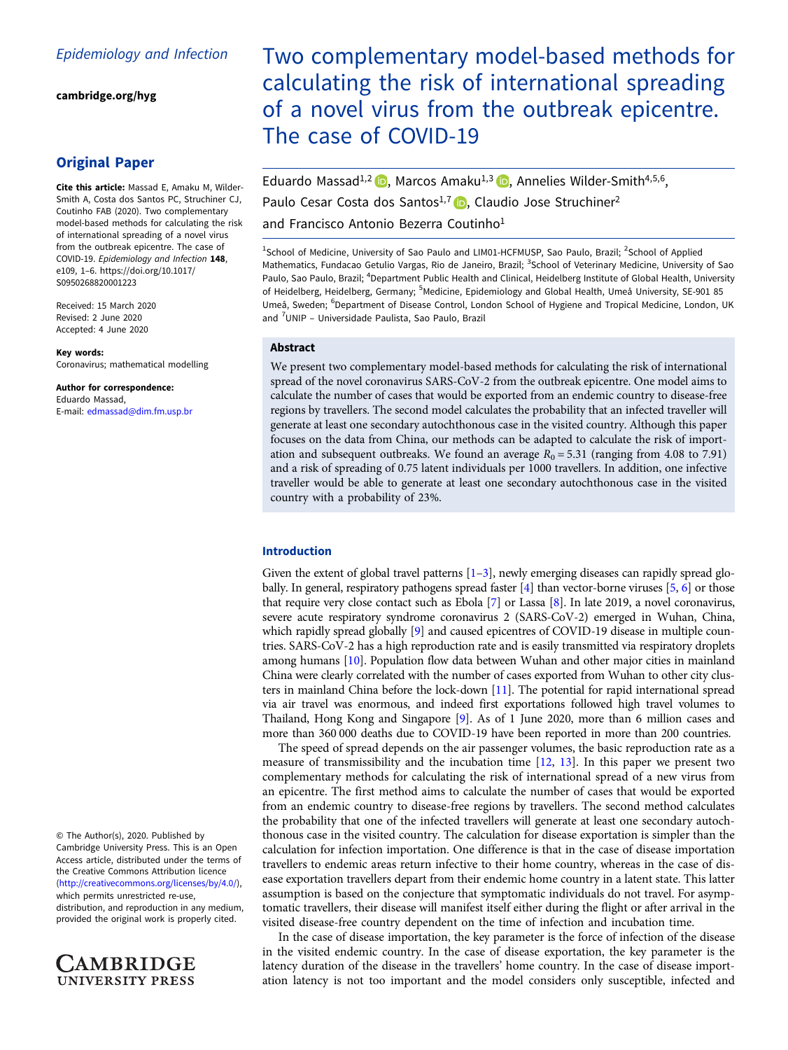Epidemiology and Infection

cambridge.org/hyg

## Original Paper

**Cite this article:** Massad E, Amaku M, Wilder-Smith A, Costa dos Santos PC, Struchiner CJ, Coutinho FAB (2020). Two complementary model-based methods for calculating the risk of international spreading of a novel virus from the outbreak epicentre. The case of COVID-19. *Epidemiology and Infection* **148**, e109, 1–6. https://doi.org/10.1017/S0950268820001223

Received: 15 March 2020
Revised: 2 June 2020
Accepted: 4 June 2020

**Key words:**
Coronavirus; mathematical modelling

**Author for correspondence:**
Eduardo Massad,
E-mail: edmassad@dim.fm.usp.br

© The Author(s), 2020. Published by Cambridge University Press. This is an Open Access article, distributed under the terms of the Creative Commons Attribution licence (http://creativecommons.org/licenses/by/4.0/), which permits unrestricted re-use, distribution, and reproduction in any medium, provided the original work is properly cited.

# Two complementary model-based methods for calculating the risk of international spreading of a novel virus from the outbreak epicentre. The case of COVID-19

Eduardo Massad[1,2], Marcos Amaku[1,3], Annelies Wilder-Smith[4,5,6], Paulo Cesar Costa dos Santos[1,7], Claudio Jose Struchiner[2] and Francisco Antonio Bezerra Coutinho[1]

[1]School of Medicine, University of Sao Paulo and LIM01-HCFMUSP, Sao Paulo, Brazil; [2]School of Applied Mathematics, Fundacao Getulio Vargas, Rio de Janeiro, Brazil; [3]School of Veterinary Medicine, University of Sao Paulo, Sao Paulo, Brazil; [4]Department Public Health and Clinical, Heidelberg Institute of Global Health, University of Heidelberg, Heidelberg, Germany; [5]Medicine, Epidemiology and Global Health, Umeå University, SE-901 85 Umeå, Sweden; [6]Department of Disease Control, London School of Hygiene and Tropical Medicine, London, UK and [7]UNIP – Universidade Paulista, Sao Paulo, Brazil

## Abstract

We present two complementary model-based methods for calculating the risk of international spread of the novel coronavirus SARS-CoV-2 from the outbreak epicentre. One model aims to calculate the number of cases that would be exported from an endemic country to disease-free regions by travellers. The second model calculates the probability that an infected traveller will generate at least one secondary autochthonous case in the visited country. Although this paper focuses on the data from China, our methods can be adapted to calculate the risk of importation and subsequent outbreaks. We found an average $R_0 = 5.31$ (ranging from 4.08 to 7.91) and a risk of spreading of 0.75 latent individuals per 1000 travellers. In addition, one infective traveller would be able to generate at least one secondary autochthonous case in the visited country with a probability of 23%.

## Introduction

Given the extent of global travel patterns [1–3], newly emerging diseases can rapidly spread globally. In general, respiratory pathogens spread faster [4] than vector-borne viruses [5, 6] or those that require very close contact such as Ebola [7] or Lassa [8]. In late 2019, a novel coronavirus, severe acute respiratory syndrome coronavirus 2 (SARS-CoV-2) emerged in Wuhan, China, which rapidly spread globally [9] and caused epicentres of COVID-19 disease in multiple countries. SARS-CoV-2 has a high reproduction rate and is easily transmitted via respiratory droplets among humans [10]. Population flow data between Wuhan and other major cities in mainland China were clearly correlated with the number of cases exported from Wuhan to other city clusters in mainland China before the lock-down [11]. The potential for rapid international spread via air travel was enormous, and indeed first exportations followed high travel volumes to Thailand, Hong Kong and Singapore [9]. As of 1 June 2020, more than 6 million cases and more than 360 000 deaths due to COVID-19 have been reported in more than 200 countries.

The speed of spread depends on the air passenger volumes, the basic reproduction rate as a measure of transmissibility and the incubation time [12, 13]. In this paper we present two complementary methods for calculating the risk of international spread of a new virus from an epicentre. The first method aims to calculate the number of cases that would be exported from an endemic country to disease-free regions by travellers. The second method calculates the probability that one of the infected travellers will generate at least one secondary autochthonous case in the visited country. The calculation for disease exportation is simpler than the calculation for infection importation. One difference is that in the case of disease importation travellers to endemic areas return infective to their home country, whereas in the case of disease exportation travellers depart from their endemic home country in a latent state. This latter assumption is based on the conjecture that symptomatic individuals do not travel. For asymptomatic travellers, their disease will manifest itself either during the flight or after arrival in the visited disease-free country dependent on the time of infection and incubation time.

In the case of disease importation, the key parameter is the force of infection of the disease in the visited endemic country. In the case of disease exportation, the key parameter is the latency duration of the disease in the travellers' home country. In the case of disease importation latency is not too important and the model considers only susceptible, infected and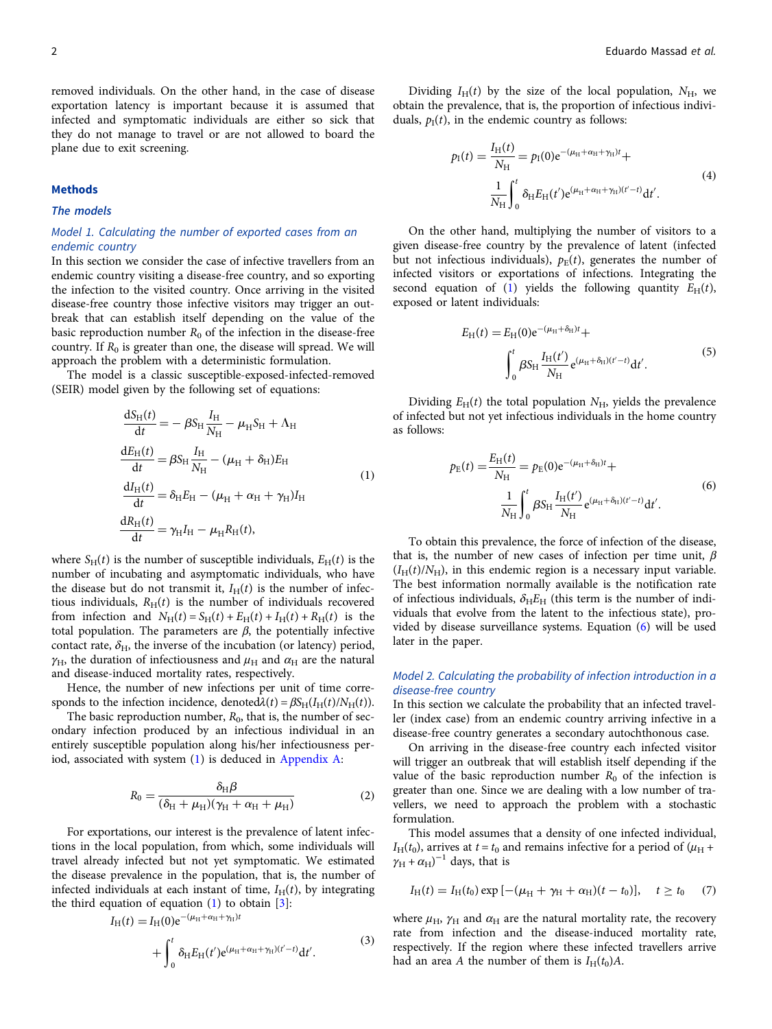removed individuals. On the other hand, in the case of disease exportation latency is important because it is assumed that infected and symptomatic individuals are either so sick that they do not manage to travel or are not allowed to board the plane due to exit screening.

## Methods

### The models

#### Model 1. Calculating the number of exported cases from an endemic country

In this section we consider the case of infective travellers from an endemic country visiting a disease-free country, and so exporting the infection to the visited country. Once arriving in the visited disease-free country those infective visitors may trigger an outbreak that can establish itself depending on the value of the basic reproduction number $R_0$ of the infection in the disease-free country. If $R_0$ is greater than one, the disease will spread. We will approach the problem with a deterministic formulation.

The model is a classic susceptible-exposed-infected-removed (SEIR) model given by the following set of equations:

$$
\begin{aligned}
\frac{dS_H(t)}{dt} &= -\beta S_H \frac{I_H}{N_H} - \mu_H S_H + \Lambda_H \\
\frac{dE_H(t)}{dt} &= \beta S_H \frac{I_H}{N_H} - (\mu_H + \delta_H) E_H \\
\frac{dI_H(t)}{dt} &= \delta_H E_H - (\mu_H + \alpha_H + \gamma_H) I_H \\
\frac{dR_H(t)}{dt} &= \gamma_H I_H - \mu_H R_H(t),
\end{aligned}
\tag{1}
$$

where $S_H(t)$ is the number of susceptible individuals, $E_H(t)$ is the number of incubating and asymptomatic individuals, who have the disease but do not transmit it, $I_H(t)$ is the number of infectious individuals, $R_H(t)$ is the number of individuals recovered from infection and $N_H(t) = S_H(t) + E_H(t) + I_H(t) + R_H(t)$ is the total population. The parameters are $\beta$, the potentially infective contact rate, $\delta_H$, the inverse of the incubation (or latency) period, $\gamma_H$, the duration of infectiousness and $\mu_H$ and $\alpha_H$ are the natural and disease-induced mortality rates, respectively.

Hence, the number of new infections per unit of time corresponds to the infection incidence, denoted $\lambda(t) = \beta S_H(I_H(t)/N_H(t))$.

The basic reproduction number, $R_0$, that is, the number of secondary infection produced by an infectious individual in an entirely susceptible population along his/her infectiousness period, associated with system (1) is deduced in Appendix A:

$$
R_0 = \frac{\delta_H \beta}{(\delta_H + \mu_H)(\gamma_H + \alpha_H + \mu_H)} \tag{2}
$$

For exportations, our interest is the prevalence of latent infections in the local population, from which, some individuals will travel already infected but not yet symptomatic. We estimated the disease prevalence in the population, that is, the number of infected individuals at each instant of time, $I_H(t)$, by integrating the third equation of equation (1) to obtain [3]:

$$
I_H(t) = I_H(0) e^{-(\mu_H + \alpha_H + \gamma_H)t} + \int_0^t \delta_H E_H(t') e^{(\mu_H + \alpha_H + \gamma_H)(t' - t)} dt'. \tag{3}
$$

Dividing $I_H(t)$ by the size of the local population, $N_H$, we obtain the prevalence, that is, the proportion of infectious individuals, $p_I(t)$, in the endemic country as follows:

$$
p_I(t) = \frac{I_H(t)}{N_H} = p_I(0) e^{-(\mu_H + \alpha_H + \gamma_H)t} + \frac{1}{N_H} \int_0^t \delta_H E_H(t') e^{(\mu_H + \alpha_H + \gamma_H)(t' - t)} dt'. \tag{4}
$$

On the other hand, multiplying the number of visitors to a given disease-free country by the prevalence of latent (infected but not infectious individuals), $p_E(t)$, generates the number of infected visitors or exportations of infections. Integrating the second equation of (1) yields the following quantity $E_H(t)$, exposed or latent individuals:

$$
E_H(t) = E_H(0) e^{-(\mu_H + \delta_H)t} + \int_0^t \beta S_H \frac{I_H(t')}{N_H} e^{(\mu_H + \delta_H)(t' - t)} dt'. \tag{5}
$$

Dividing $E_H(t)$ the total population $N_H$, yields the prevalence of infected but not yet infectious individuals in the home country as follows:

$$
p_E(t) = \frac{E_H(t)}{N_H} = p_E(0) e^{-(\mu_H + \delta_H)t} + \frac{1}{N_H} \int_0^t \beta S_H \frac{I_H(t')}{N_H} e^{(\mu_H + \delta_H)(t' - t)} dt'. \tag{6}
$$

To obtain this prevalence, the force of infection of the disease, that is, the number of new cases of infection per time unit, $\beta (I_H(t)/N_H)$, in this endemic region is a necessary input variable. The best information normally available is the notification rate of infectious individuals, $\delta_H E_H$ (this term is the number of individuals that evolve from the latent to the infectious state), provided by disease surveillance systems. Equation (6) will be used later in the paper.

#### Model 2. Calculating the probability of infection introduction in a disease-free country

In this section we calculate the probability that an infected traveller (index case) from an endemic country arriving infective in a disease-free country generates a secondary autochthonous case.

On arriving in the disease-free country each infected visitor will trigger an outbreak that will establish itself depending if the value of the basic reproduction number $R_0$ of the infection is greater than one. Since we are dealing with a low number of travellers, we need to approach the problem with a stochastic formulation.

This model assumes that a density of one infected individual, $I_H(t_0)$, arrives at $t = t_0$ and remains infective for a period of $(\mu_H + \gamma_H + \alpha_H)^{-1}$ days, that is

$$
I_H(t) = I_H(t_0) \exp\left[-(\mu_H + \gamma_H + \alpha_H)(t - t_0)\right], \quad t \geq t_0 \tag{7}
$$

where $\mu_H$, $\gamma_H$ and $\alpha_H$ are the natural mortality rate, the recovery rate from infection and the disease-induced mortality rate, respectively. If the region where these infected travellers arrive had an area $A$ the number of them is $I_H(t_0)A$.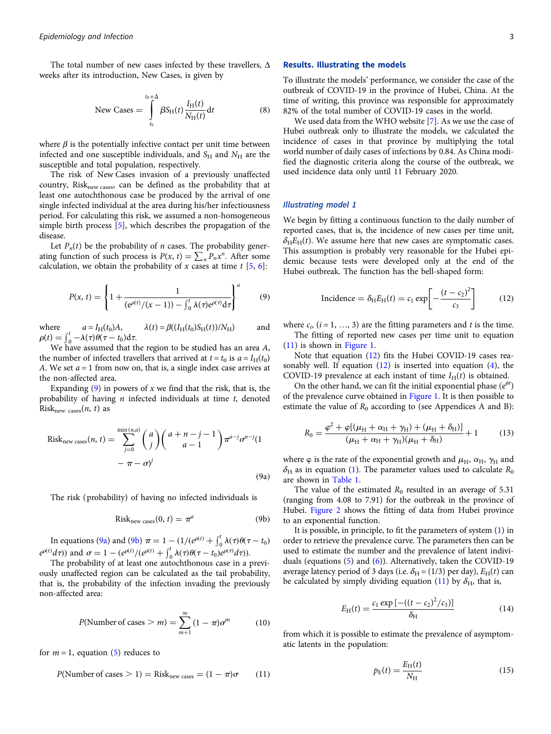The total number of new cases infected by these travellers, Δ weeks after its introduction, New Cases, is given by

$$\text{New Cases} = \int_{t_0}^{t_0+\Delta} \beta S_{\mathrm{H}}(t) \frac{I_{\mathrm{H}}(t)}{N_{\mathrm{H}}(t)} \mathrm{d}t \tag{8}$$

where $\beta$ is the potentially infective contact per unit time between infected and one susceptible individuals, and $S_{\mathrm{H}}$ and $N_{\mathrm{H}}$ are the susceptible and total population, respectively.

The risk of New Cases invasion of a previously unaffected country, $\text{Risk}_{\text{new cases}}$, can be defined as the probability that at least one autochthonous case be produced by the arrival of one single infected individual at the area during his/her infectiousness period. For calculating this risk, we assumed a non-homogeneous simple birth process [5], which describes the propagation of the disease.

Let $P_n(t)$ be the probability of $n$ cases. The probability generating function of such process is $P(x, t) = \sum_n P_n x^n$. After some calculation, we obtain the probability of $x$ cases at time $t$ [5, 6]:

$$P(x, t) = \left\{ 1 + \frac{1}{(\mathrm{e}^{\rho(t)}/(x-1)) - \int_0^t \lambda(\tau) \mathrm{e}^{\rho(\tau)} \mathrm{d}\tau} \right\}^a \tag{9}$$

where $a = I_{\mathrm{H}}(t_0)A$, $\lambda(t) = \beta((I_{\mathrm{H}}(t_0)S_{\mathrm{H}}(t))/N_{\mathrm{H}})$ and $\rho(t) = \int_0^t -\lambda(\tau)\theta(\tau - t_0)\mathrm{d}\tau$.

We have assumed that the region to be studied has an area $A$, the number of infected travellers that arrived at $t = t_0$ is $a = I_{\mathrm{H}}(t_0)A$. We set $a = 1$ from now on, that is, a single index case arrives at the non-affected area.

Expanding (9) in powers of $x$ we find that the risk, that is, the probability of having $n$ infected individuals at time $t$, denoted $\text{Risk}_{\text{new cases}}(n, t)$ as

$$\text{Risk}_{\text{new cases}}(n, t) = \sum_{j=0}^{\min(n,a)} \binom{a}{j} \binom{a+n-j-1}{a-1} \pi^{a-j} \sigma^{n-j} (1 - \pi - \sigma)^j \tag{9a}$$

The risk (probability) of having no infected individuals is

$$\text{Risk}_{\text{new cases}}(0, t) = \pi^a \tag{9b}$$

In equations (9a) and (9b) $\pi = 1 - (1/(\mathrm{e}^{\rho(t)} + \int_0^t \lambda(\tau)\theta(\tau - t_0) \mathrm{e}^{\rho(t)} d\tau))$ and $\sigma = 1 - (\mathrm{e}^{\rho(t)}/(\mathrm{e}^{\rho(t)} + \int_0^t \lambda(\tau)\theta(\tau - t_0)\mathrm{e}^{\rho(\tau)} d\tau))$.

The probability of at least one autochthonous case in a previously unaffected region can be calculated as the tail probability, that is, the probability of the infection invading the previously non-affected area:

$$P(\text{Number of cases} > m) = \sum_{m+1}^{\infty} (1 - \pi)\sigma^m \tag{10}$$

for $m = 1$, equation (5) reduces to

$$P(\text{Number of cases} > 1) = \text{Risk}_{\text{new cases}} = (1 - \pi)\sigma \tag{11}$$

## Results. Illustrating the models

To illustrate the models' performance, we consider the case of the outbreak of COVID-19 in the province of Hubei, China. At the time of writing, this province was responsible for approximately 82% of the total number of COVID-19 cases in the world.

We used data from the WHO website [7]. As we use the case of Hubei outbreak only to illustrate the models, we calculated the incidence of cases in that province by multiplying the total world number of daily cases of infections by 0.84. As China modified the diagnostic criteria along the course of the outbreak, we used incidence data only until 11 February 2020.

### *Illustrating model 1*

We begin by fitting a continuous function to the daily number of reported cases, that is, the incidence of new cases per time unit, $\delta_{\mathrm{H}} E_{\mathrm{H}}(t)$. We assume here that new cases are symptomatic cases. This assumption is probably very reasonable for the Hubei epidemic because tests were developed only at the end of the Hubei outbreak. The function has the bell-shaped form:

$$\text{Incidence} = \delta_{\mathrm{H}} E_{\mathrm{H}}(t) = c_1 \exp\left[ -\frac{(t - c_2)^2}{c_3} \right] \tag{12}$$

where $c_i$, $(i = 1, \ldots, 3)$ are the fitting parameters and $t$ is the time.

The fitting of reported new cases per time unit to equation (11) is shown in Figure 1.

Note that equation (12) fits the Hubei COVID-19 cases reasonably well. If equation (12) is inserted into equation (4), the COVID-19 prevalence at each instant of time $I_{\mathrm{H}}(t)$ is obtained.

On the other hand, we can fit the initial exponential phase ($\mathrm{e}^{\phi t}$) of the prevalence curve obtained in Figure 1. It is then possible to estimate the value of $R_0$ according to (see Appendices A and B):

$$R_0 = \frac{\varphi^2 + \varphi[(\mu_{\mathrm{H}} + \alpha_{\mathrm{H}} + \gamma_{\mathrm{H}}) + (\mu_{\mathrm{H}} + \delta_{\mathrm{H}})]}{(\mu_{\mathrm{H}} + \alpha_{\mathrm{H}} + \gamma_{\mathrm{H}})(\mu_{\mathrm{H}} + \delta_{\mathrm{H}})} + 1 \tag{13}$$

where φ is the rate of the exponential growth and $\mu_{\mathrm{H}}$, $\alpha_{\mathrm{H}}$, $\gamma_{\mathrm{H}}$ and $\delta_{\mathrm{H}}$ as in equation (1). The parameter values used to calculate $R_0$ are shown in Table 1.

The value of the estimated $R_0$ resulted in an average of 5.31 (ranging from 4.08 to 7.91) for the outbreak in the province of Hubei. Figure 2 shows the fitting of data from Hubei province to an exponential function.

It is possible, in principle, to fit the parameters of system (1) in order to retrieve the prevalence curve. The parameters then can be used to estimate the number and the prevalence of latent individuals (equations (5) and (6)). Alternatively, taken the COVID-19 average latency period of 3 days (i.e. $\delta_{\mathrm{H}} = (1/3)$ per day), $E_{\mathrm{H}}(t)$ can be calculated by simply dividing equation (11) by $\delta_{\mathrm{H}}$, that is,

$$E_{\mathrm{H}}(t) = \frac{c_1 \exp\left[-((t - c_2)^2/c_3)\right]}{\delta_{\mathrm{H}}} \tag{14}$$

from which it is possible to estimate the prevalence of asymptomatic latents in the population:

$$p_{\mathrm{E}}(t) = \frac{E_{\mathrm{H}}(t)}{N_{\mathrm{H}}} \tag{15}$$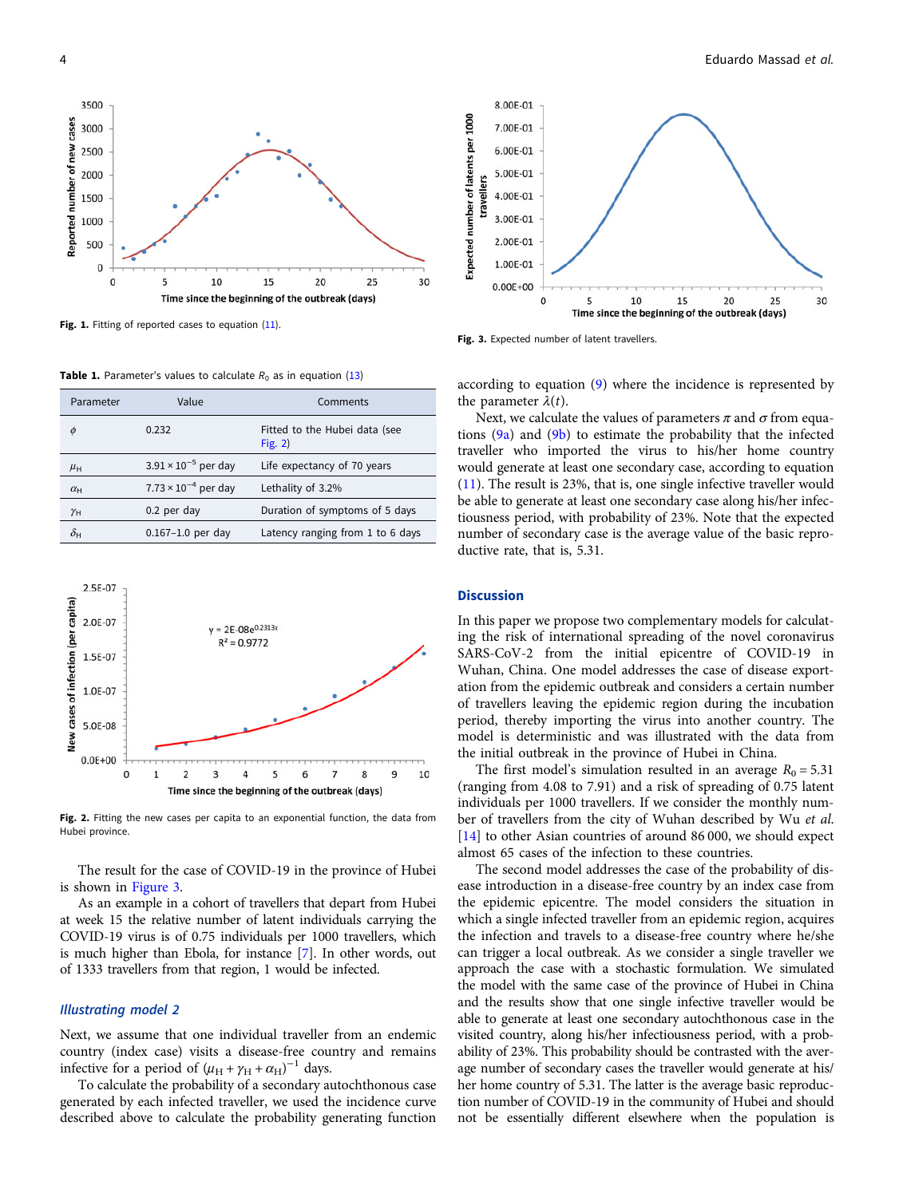Fig. 1. Fitting of reported cases to equation (11).

Table 1. Parameter's values to calculate $R_0$ as in equation (13)

| Parameter | Value | Comments |
|---|---|---|
| $\phi$ | 0.232 | Fitted to the Hubei data (see Fig. 2) |
| $\mu_H$ | $3.91 \times 10^{-5}$ per day | Life expectancy of 70 years |
| $\alpha_H$ | $7.73 \times 10^{-4}$ per day | Lethality of 3.2% |
| $\gamma_H$ | 0.2 per day | Duration of symptoms of 5 days |
| $\delta_H$ | 0.167–1.0 per day | Latency ranging from 1 to 6 days |

Fig. 2. Fitting the new cases per capita to an exponential function, the data from Hubei province.

The result for the case of COVID-19 in the province of Hubei is shown in Figure 3.

As an example in a cohort of travellers that depart from Hubei at week 15 the relative number of latent individuals carrying the COVID-19 virus is of 0.75 individuals per 1000 travellers, which is much higher than Ebola, for instance [7]. In other words, out of 1333 travellers from that region, 1 would be infected.

### *Illustrating model 2*

Next, we assume that one individual traveller from an endemic country (index case) visits a disease-free country and remains infective for a period of $(\mu_H + \gamma_H + \alpha_H)^{-1}$ days.

To calculate the probability of a secondary autochthonous case generated by each infected traveller, we used the incidence curve described above to calculate the probability generating function according to equation (9) where the incidence is represented by the parameter $\lambda(t)$.

Fig. 3. Expected number of latent travellers.

Next, we calculate the values of parameters $\pi$ and $\sigma$ from equations (9a) and (9b) to estimate the probability that the infected traveller who imported the virus to his/her home country would generate at least one secondary case, according to equation (11). The result is 23%, that is, one single infective traveller would be able to generate at least one secondary case along his/her infectiousness period, with probability of 23%. Note that the expected number of secondary case is the average value of the basic reproductive rate, that is, 5.31.

## Discussion

In this paper we propose two complementary models for calculating the risk of international spreading of the novel coronavirus SARS-CoV-2 from the initial epicentre of COVID-19 in Wuhan, China. One model addresses the case of disease exportation from the epidemic outbreak and considers a certain number of travellers leaving the epidemic region during the incubation period, thereby importing the virus into another country. The model is deterministic and was illustrated with the data from the initial outbreak in the province of Hubei in China.

The first model's simulation resulted in an average $R_0 = 5.31$ (ranging from 4.08 to 7.91) and a risk of spreading of 0.75 latent individuals per 1000 travellers. If we consider the monthly number of travellers from the city of Wuhan described by Wu *et al.* [14] to other Asian countries of around 86 000, we should expect almost 65 cases of the infection to these countries.

The second model addresses the case of the probability of disease introduction in a disease-free country by an index case from the epidemic epicentre. The model considers the situation in which a single infected traveller from an epidemic region, acquires the infection and travels to a disease-free country where he/she can trigger a local outbreak. As we consider a single traveller we approach the case with a stochastic formulation. We simulated the model with the same case of the province of Hubei in China and the results show that one single infective traveller would be able to generate at least one secondary autochthonous case in the visited country, along his/her infectiousness period, with a probability of 23%. This probability should be contrasted with the average number of secondary cases the traveller would generate at his/her home country of 5.31. The latter is the average basic reproduction number of COVID-19 in the community of Hubei and should not be essentially different elsewhere when the population is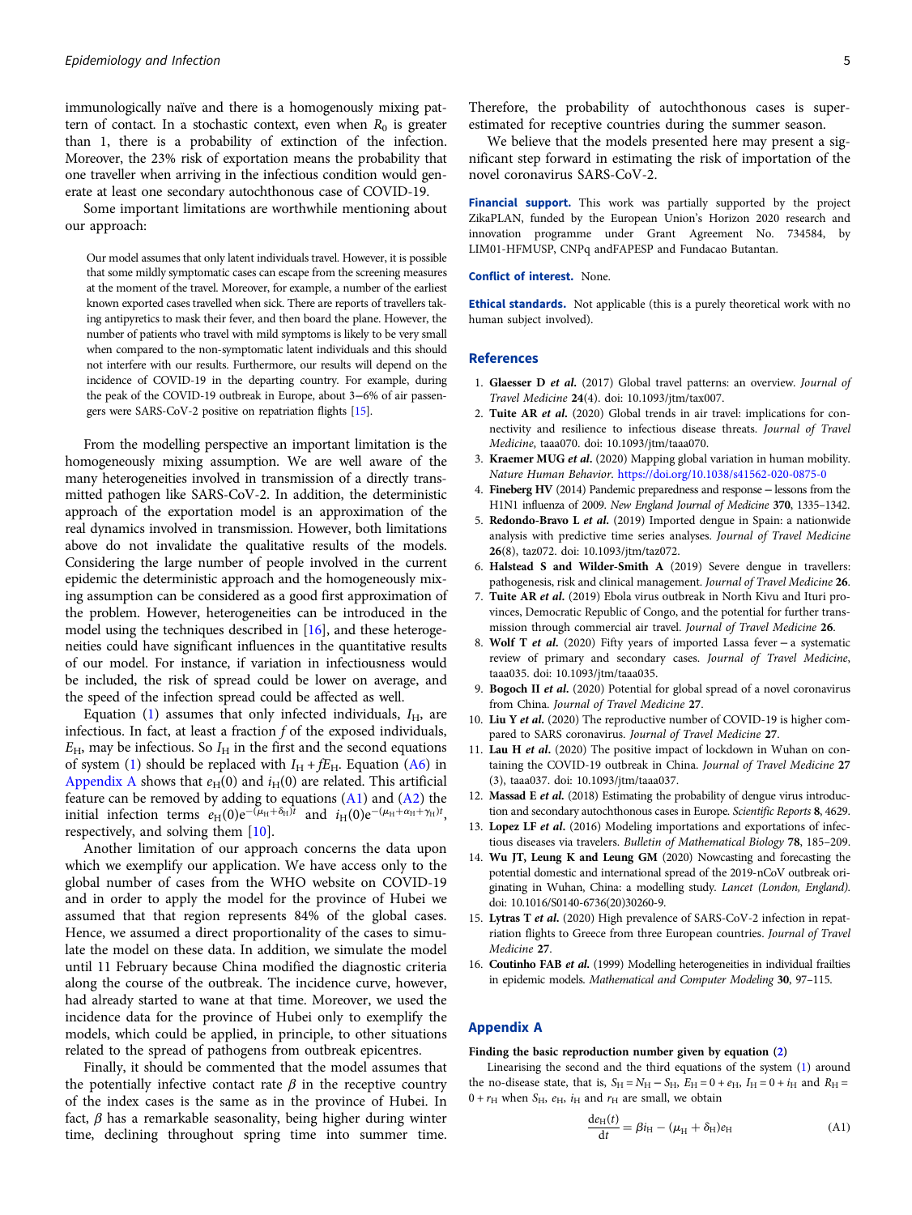immunologically naïve and there is a homogenously mixing pattern of contact. In a stochastic context, even when $R_0$ is greater than 1, there is a probability of extinction of the infection. Moreover, the 23% risk of exportation means the probability that one traveller when arriving in the infectious condition would generate at least one secondary autochthonous case of COVID-19.

Some important limitations are worthwhile mentioning about our approach:

> Our model assumes that only latent individuals travel. However, it is possible that some mildly symptomatic cases can escape from the screening measures at the moment of the travel. Moreover, for example, a number of the earliest known exported cases travelled when sick. There are reports of travellers taking antipyretics to mask their fever, and then board the plane. However, the number of patients who travel with mild symptoms is likely to be very small when compared to the non-symptomatic latent individuals and this should not interfere with our results. Furthermore, our results will depend on the incidence of COVID-19 in the departing country. For example, during the peak of the COVID-19 outbreak in Europe, about 3–6% of air passengers were SARS-CoV-2 positive on repatriation flights [15].

From the modelling perspective an important limitation is the homogeneously mixing assumption. We are well aware of the many heterogeneities involved in transmission of a directly transmitted pathogen like SARS-CoV-2. In addition, the deterministic approach of the exportation model is an approximation of the real dynamics involved in transmission. However, both limitations above do not invalidate the qualitative results of the models. Considering the large number of people involved in the current epidemic the deterministic approach and the homogeneously mixing assumption can be considered as a good first approximation of the problem. However, heterogeneities can be introduced in the model using the techniques described in [16], and these heterogeneities could have significant influences in the quantitative results of our model. For instance, if variation in infectiousness would be included, the risk of spread could be lower on average, and the speed of the infection spread could be affected as well.

Equation (1) assumes that only infected individuals, $I_H$, are infectious. In fact, at least a fraction $f$ of the exposed individuals, $E_H$, may be infectious. So $I_H$ in the first and the second equations of system (1) should be replaced with $I_H + fE_H$. Equation (A6) in Appendix A shows that $e_H(0)$ and $i_H(0)$ are related. This artificial feature can be removed by adding to equations (A1) and (A2) the initial infection terms $e_H(0)e^{-(\mu_H+\delta_H)t}$ and $i_H(0)e^{-(\mu_H+\alpha_H+\gamma_H)t}$, respectively, and solving them [10].

Another limitation of our approach concerns the data upon which we exemplify our application. We have access only to the global number of cases from the WHO website on COVID-19 and in order to apply the model for the province of Hubei we assumed that that region represents 84% of the global cases. Hence, we assumed a direct proportionality of the cases to simulate the model on these data. In addition, we simulate the model until 11 February because China modified the diagnostic criteria along the course of the outbreak. The incidence curve, however, had already started to wane at that time. Moreover, we used the incidence data for the province of Hubei only to exemplify the models, which could be applied, in principle, to other situations related to the spread of pathogens from outbreak epicentres.

Finally, it should be commented that the model assumes that the potentially infective contact rate $\beta$ in the receptive country of the index cases is the same as in the province of Hubei. In fact, $\beta$ has a remarkable seasonality, being higher during winter time, declining throughout spring time into summer time. Therefore, the probability of autochthonous cases is super-estimated for receptive countries during the summer season.

We believe that the models presented here may present a significant step forward in estimating the risk of importation of the novel coronavirus SARS-CoV-2.

**Financial support.** This work was partially supported by the project ZikaPLAN, funded by the European Union's Horizon 2020 research and innovation programme under Grant Agreement No. 734584, by LIM01-HFMUSP, CNPq andFAPESP and Fundacao Butantan.

**Conflict of interest.** None.

**Ethical standards.** Not applicable (this is a purely theoretical work with no human subject involved).

## References

1. **Glaesser D *et al.*** (2017) Global travel patterns: an overview. *Journal of Travel Medicine* **24**(4). doi: 10.1093/jtm/tax007.
2. **Tuite AR *et al.*** (2020) Global trends in air travel: implications for connectivity and resilience to infectious disease threats. *Journal of Travel Medicine*, taaa070. doi: 10.1093/jtm/taaa070.
3. **Kraemer MUG *et al.*** (2020) Mapping global variation in human mobility. *Nature Human Behavior*. https://doi.org/10.1038/s41562-020-0875-0
4. **Fineberg HV** (2014) Pandemic preparedness and response – lessons from the H1N1 influenza of 2009. *New England Journal of Medicine* **370**, 1335–1342.
5. **Redondo-Bravo L *et al.*** (2019) Imported dengue in Spain: a nationwide analysis with predictive time series analyses. *Journal of Travel Medicine* **26**(8), taz072. doi: 10.1093/jtm/taz072.
6. **Halstead S and Wilder-Smith A** (2019) Severe dengue in travellers: pathogenesis, risk and clinical management. *Journal of Travel Medicine* **26**.
7. **Tuite AR *et al.*** (2019) Ebola virus outbreak in North Kivu and Ituri provinces, Democratic Republic of Congo, and the potential for further transmission through commercial air travel. *Journal of Travel Medicine* **26**.
8. **Wolf T *et al.*** (2020) Fifty years of imported Lassa fever – a systematic review of primary and secondary cases. *Journal of Travel Medicine*, taaa035. doi: 10.1093/jtm/taaa035.
9. **Bogoch II *et al.*** (2020) Potential for global spread of a novel coronavirus from China. *Journal of Travel Medicine* **27**.
10. **Liu Y *et al.*** (2020) The reproductive number of COVID-19 is higher compared to SARS coronavirus. *Journal of Travel Medicine* **27**.
11. **Lau H *et al.*** (2020) The positive impact of lockdown in Wuhan on containing the COVID-19 outbreak in China. *Journal of Travel Medicine* **27** (3), taaa037. doi: 10.1093/jtm/taaa037.
12. **Massad E *et al.*** (2018) Estimating the probability of dengue virus introduction and secondary autochthonous cases in Europe. *Scientific Reports* **8**, 4629.
13. **Lopez LF *et al.*** (2016) Modeling importations and exportations of infectious diseases via travelers. *Bulletin of Mathematical Biology* **78**, 185–209.
14. **Wu JT, Leung K and Leung GM** (2020) Nowcasting and forecasting the potential domestic and international spread of the 2019-nCoV outbreak originating in Wuhan, China: a modelling study. *Lancet (London, England)*. doi: 10.1016/S0140-6736(20)30260-9.
15. **Lytras T *et al.*** (2020) High prevalence of SARS-CoV-2 infection in repatriation flights to Greece from three European countries. *Journal of Travel Medicine* **27**.
16. **Coutinho FAB *et al.*** (1999) Modelling heterogeneities in individual frailties in epidemic models. *Mathematical and Computer Modeling* **30**, 97–115.

## Appendix A

**Finding the basic reproduction number given by equation (2)**

Linearising the second and the third equations of the system (1) around the no-disease state, that is, $S_H = N_H - S_H$, $E_H = 0 + e_H$, $I_H = 0 + i_H$ and $R_H = 0 + r_H$ when $S_H$, $e_H$, $i_H$ and $r_H$ are small, we obtain

$$\frac{de_H(t)}{dt} = \beta i_H - (\mu_H + \delta_H)e_H \tag{A1}$$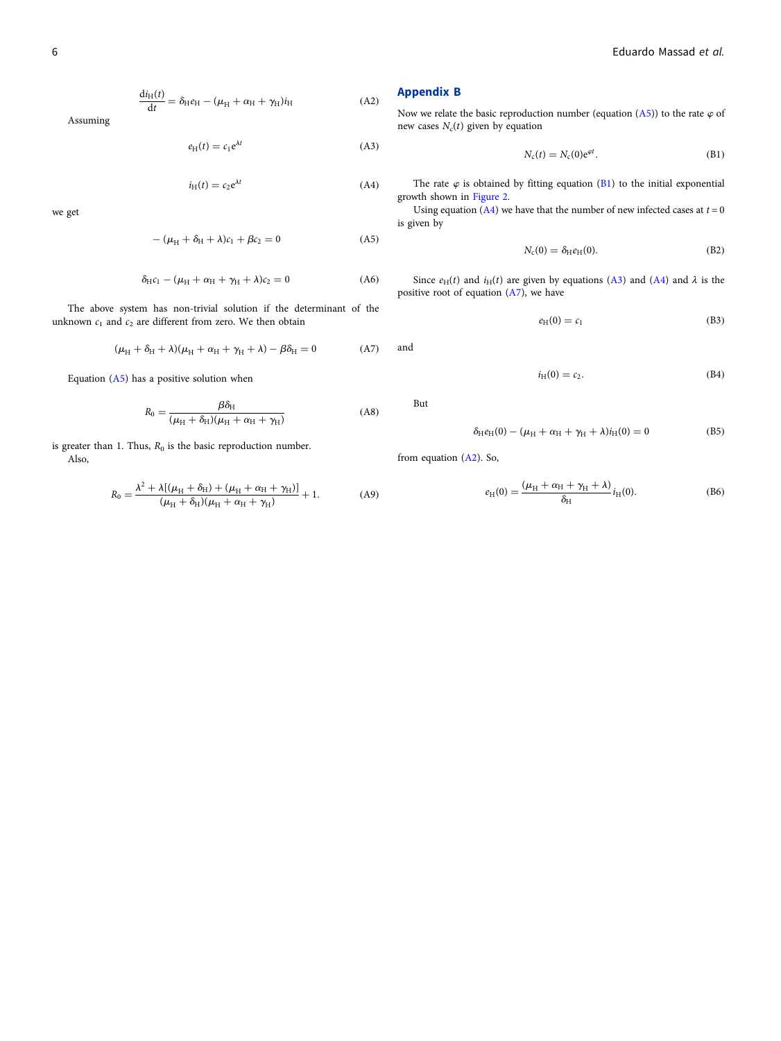$$\frac{\mathrm{d}i_{\mathrm{H}}(t)}{\mathrm{d}t} = \delta_{\mathrm{H}} e_{\mathrm{H}} - (\mu_{\mathrm{H}} + \alpha_{\mathrm{H}} + \gamma_{\mathrm{H}}) i_{\mathrm{H}} \tag{A2}$$

Assuming

$$e_{\mathrm{H}}(t) = c_1 \mathrm{e}^{\lambda t} \tag{A3}$$

$$i_{\mathrm{H}}(t) = c_2 \mathrm{e}^{\lambda t} \tag{A4}$$

we get

$$-(\mu_{\mathrm{H}} + \delta_{\mathrm{H}} + \lambda) c_1 + \beta c_2 = 0 \tag{A5}$$

$$\delta_{\mathrm{H}} c_1 - (\mu_{\mathrm{H}} + \alpha_{\mathrm{H}} + \gamma_{\mathrm{H}} + \lambda) c_2 = 0 \tag{A6}$$

The above system has non-trivial solution if the determinant of the unknown $c_1$ and $c_2$ are different from zero. We then obtain

$$(\mu_{\mathrm{H}} + \delta_{\mathrm{H}} + \lambda)(\mu_{\mathrm{H}} + \alpha_{\mathrm{H}} + \gamma_{\mathrm{H}} + \lambda) - \beta \delta_{\mathrm{H}} = 0 \tag{A7}$$

Equation (A5) has a positive solution when

$$R_0 = \frac{\beta \delta_{\mathrm{H}}}{(\mu_{\mathrm{H}} + \delta_{\mathrm{H}})(\mu_{\mathrm{H}} + \alpha_{\mathrm{H}} + \gamma_{\mathrm{H}})} \tag{A8}$$

is greater than 1. Thus, $R_0$ is the basic reproduction number.

Also,

$$R_0 = \frac{\lambda^2 + \lambda[(\mu_{\mathrm{H}} + \delta_{\mathrm{H}}) + (\mu_{\mathrm{H}} + \alpha_{\mathrm{H}} + \gamma_{\mathrm{H}})]}{(\mu_{\mathrm{H}} + \delta_{\mathrm{H}})(\mu_{\mathrm{H}} + \alpha_{\mathrm{H}} + \gamma_{\mathrm{H}})} + 1. \tag{A9}$$

## Appendix B

Now we relate the basic reproduction number (equation (A5)) to the rate $\varphi$ of new cases $N_c(t)$ given by equation

$$N_c(t) = N_c(0) \mathrm{e}^{\varphi t}. \tag{B1}$$

The rate $\varphi$ is obtained by fitting equation (B1) to the initial exponential growth shown in Figure 2.

Using equation (A4) we have that the number of new infected cases at $t = 0$ is given by

$$N_c(0) = \delta_{\mathrm{H}} e_{\mathrm{H}}(0). \tag{B2}$$

Since $e_{\mathrm{H}}(t)$ and $i_{\mathrm{H}}(t)$ are given by equations (A3) and (A4) and $\lambda$ is the positive root of equation (A7), we have

$$e_{\mathrm{H}}(0) = c_1 \tag{B3}$$

and

$$i_{\mathrm{H}}(0) = c_2. \tag{B4}$$

But

$$\delta_{\mathrm{H}} e_{\mathrm{H}}(0) - (\mu_{\mathrm{H}} + \alpha_{\mathrm{H}} + \gamma_{\mathrm{H}} + \lambda) i_{\mathrm{H}}(0) = 0 \tag{B5}$$

from equation (A2). So,

$$e_{\mathrm{H}}(0) = \frac{(\mu_{\mathrm{H}} + \alpha_{\mathrm{H}} + \gamma_{\mathrm{H}} + \lambda)}{\delta_{\mathrm{H}}} i_{\mathrm{H}}(0). \tag{B6}$$